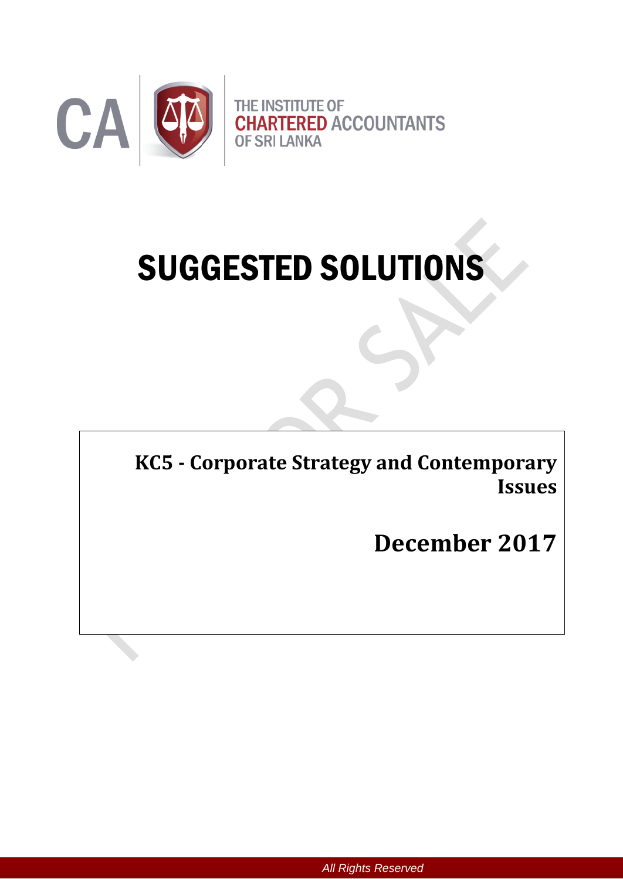CA

THE INSTITUTE OF
**CHARTERED** ACCOUNTANTS
OF SRI LANKA

# SUGGESTED SOLUTIONS

**KC5 - Corporate Strategy and Contemporary Issues**

## December 2017

*All Rights Reserved*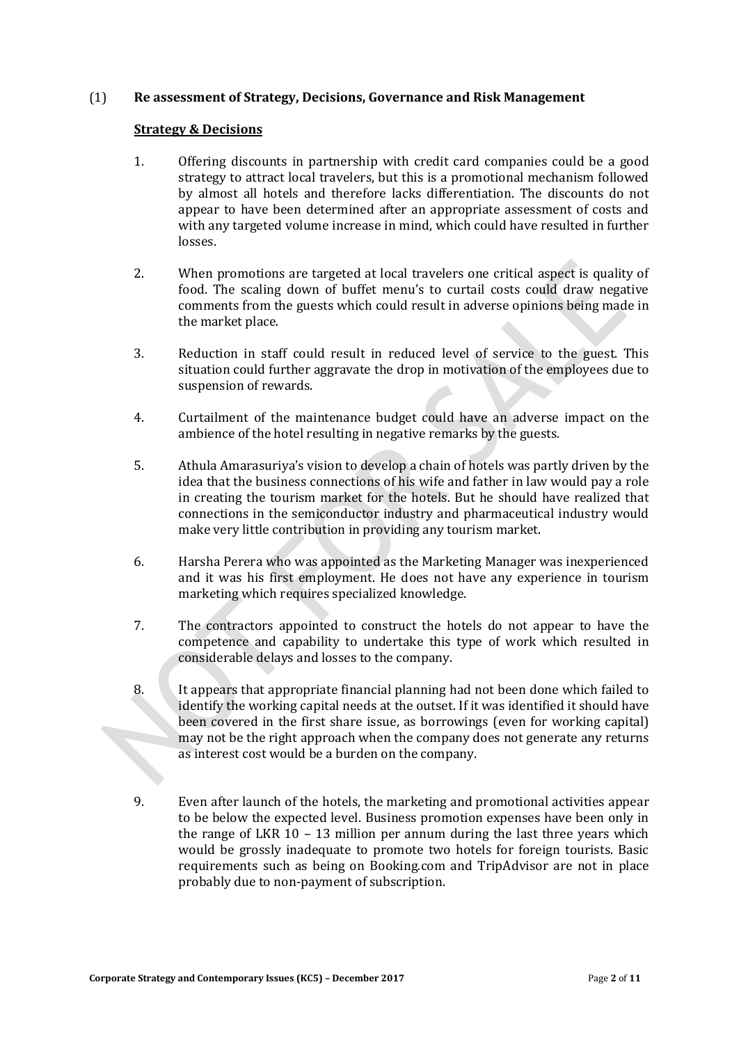(1) **Re assessment of Strategy, Decisions, Governance and Risk Management**

**Strategy & Decisions**

1. Offering discounts in partnership with credit card companies could be a good strategy to attract local travelers, but this is a promotional mechanism followed by almost all hotels and therefore lacks differentiation. The discounts do not appear to have been determined after an appropriate assessment of costs and with any targeted volume increase in mind, which could have resulted in further losses.

2. When promotions are targeted at local travelers one critical aspect is quality of food. The scaling down of buffet menu's to curtail costs could draw negative comments from the guests which could result in adverse opinions being made in the market place.

3. Reduction in staff could result in reduced level of service to the guest. This situation could further aggravate the drop in motivation of the employees due to suspension of rewards.

4. Curtailment of the maintenance budget could have an adverse impact on the ambience of the hotel resulting in negative remarks by the guests.

5. Athula Amarasuriya's vision to develop a chain of hotels was partly driven by the idea that the business connections of his wife and father in law would pay a role in creating the tourism market for the hotels. But he should have realized that connections in the semiconductor industry and pharmaceutical industry would make very little contribution in providing any tourism market.

6. Harsha Perera who was appointed as the Marketing Manager was inexperienced and it was his first employment. He does not have any experience in tourism marketing which requires specialized knowledge.

7. The contractors appointed to construct the hotels do not appear to have the competence and capability to undertake this type of work which resulted in considerable delays and losses to the company.

8. It appears that appropriate financial planning had not been done which failed to identify the working capital needs at the outset. If it was identified it should have been covered in the first share issue, as borrowings (even for working capital) may not be the right approach when the company does not generate any returns as interest cost would be a burden on the company.

9. Even after launch of the hotels, the marketing and promotional activities appear to be below the expected level. Business promotion expenses have been only in the range of LKR 10 – 13 million per annum during the last three years which would be grossly inadequate to promote two hotels for foreign tourists. Basic requirements such as being on Booking.com and TripAdvisor are not in place probably due to non-payment of subscription.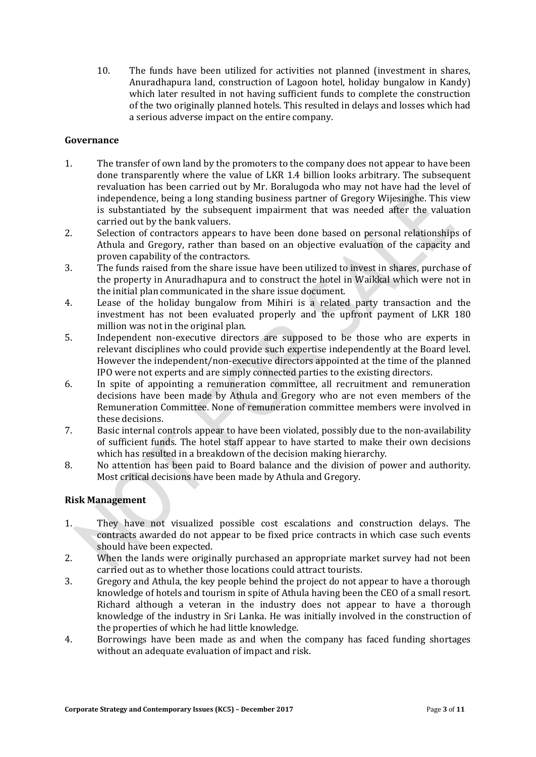10. The funds have been utilized for activities not planned (investment in shares, Anuradhapura land, construction of Lagoon hotel, holiday bungalow in Kandy) which later resulted in not having sufficient funds to complete the construction of the two originally planned hotels. This resulted in delays and losses which had a serious adverse impact on the entire company.

**Governance**

1. The transfer of own land by the promoters to the company does not appear to have been done transparently where the value of LKR 1.4 billion looks arbitrary. The subsequent revaluation has been carried out by Mr. Boralugoda who may not have had the level of independence, being a long standing business partner of Gregory Wijesinghe. This view is substantiated by the subsequent impairment that was needed after the valuation carried out by the bank valuers.
2. Selection of contractors appears to have been done based on personal relationships of Athula and Gregory, rather than based on an objective evaluation of the capacity and proven capability of the contractors.
3. The funds raised from the share issue have been utilized to invest in shares, purchase of the property in Anuradhapura and to construct the hotel in Waikkal which were not in the initial plan communicated in the share issue document.
4. Lease of the holiday bungalow from Mihiri is a related party transaction and the investment has not been evaluated properly and the upfront payment of LKR 180 million was not in the original plan.
5. Independent non-executive directors are supposed to be those who are experts in relevant disciplines who could provide such expertise independently at the Board level. However the independent/non-executive directors appointed at the time of the planned IPO were not experts and are simply connected parties to the existing directors.
6. In spite of appointing a remuneration committee, all recruitment and remuneration decisions have been made by Athula and Gregory who are not even members of the Remuneration Committee. None of remuneration committee members were involved in these decisions.
7. Basic internal controls appear to have been violated, possibly due to the non-availability of sufficient funds. The hotel staff appear to have started to make their own decisions which has resulted in a breakdown of the decision making hierarchy.
8. No attention has been paid to Board balance and the division of power and authority. Most critical decisions have been made by Athula and Gregory.

**Risk Management**

1. They have not visualized possible cost escalations and construction delays. The contracts awarded do not appear to be fixed price contracts in which case such events should have been expected.
2. When the lands were originally purchased an appropriate market survey had not been carried out as to whether those locations could attract tourists.
3. Gregory and Athula, the key people behind the project do not appear to have a thorough knowledge of hotels and tourism in spite of Athula having been the CEO of a small resort. Richard although a veteran in the industry does not appear to have a thorough knowledge of the industry in Sri Lanka. He was initially involved in the construction of the properties of which he had little knowledge.
4. Borrowings have been made as and when the company has faced funding shortages without an adequate evaluation of impact and risk.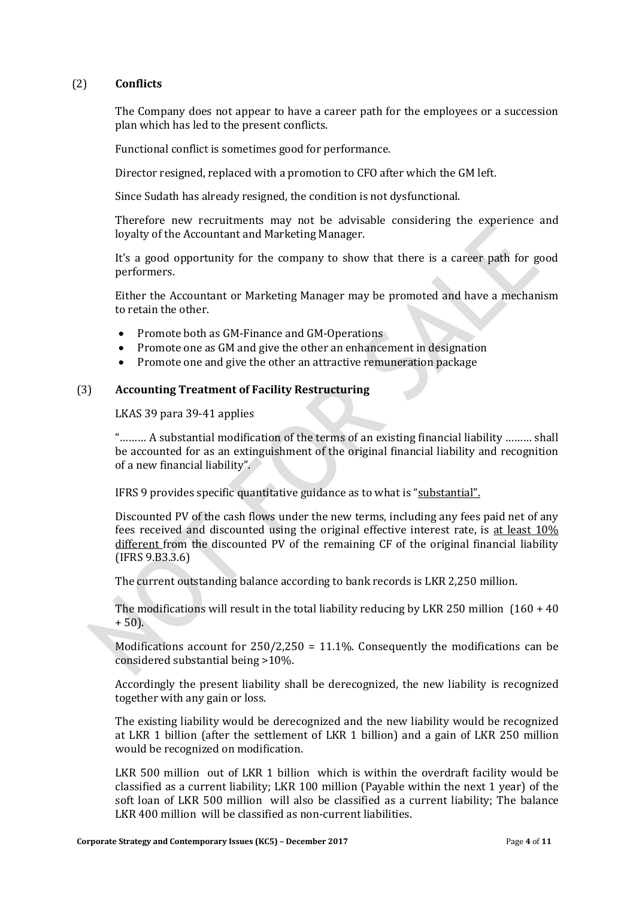### (2) **Conflicts**

The Company does not appear to have a career path for the employees or a succession plan which has led to the present conflicts.

Functional conflict is sometimes good for performance.

Director resigned, replaced with a promotion to CFO after which the GM left.

Since Sudath has already resigned, the condition is not dysfunctional.

Therefore new recruitments may not be advisable considering the experience and loyalty of the Accountant and Marketing Manager.

It's a good opportunity for the company to show that there is a career path for good performers.

Either the Accountant or Marketing Manager may be promoted and have a mechanism to retain the other.

- Promote both as GM-Finance and GM-Operations
- Promote one as GM and give the other an enhancement in designation
- Promote one and give the other an attractive remuneration package

### (3) **Accounting Treatment of Facility Restructuring**

LKAS 39 para 39-41 applies

"……… A substantial modification of the terms of an existing financial liability ……… shall be accounted for as an extinguishment of the original financial liability and recognition of a new financial liability".

IFRS 9 provides specific quantitative guidance as to what is "substantial".

Discounted PV of the cash flows under the new terms, including any fees paid net of any fees received and discounted using the original effective interest rate, is at least 10% different from the discounted PV of the remaining CF of the original financial liability (IFRS 9.B3.3.6)

The current outstanding balance according to bank records is LKR 2,250 million.

The modifications will result in the total liability reducing by LKR 250 million (160 + 40 + 50).

Modifications account for 250/2,250 = 11.1%. Consequently the modifications can be considered substantial being >10%.

Accordingly the present liability shall be derecognized, the new liability is recognized together with any gain or loss.

The existing liability would be derecognized and the new liability would be recognized at LKR 1 billion (after the settlement of LKR 1 billion) and a gain of LKR 250 million would be recognized on modification.

LKR 500 million out of LKR 1 billion which is within the overdraft facility would be classified as a current liability; LKR 100 million (Payable within the next 1 year) of the soft loan of LKR 500 million will also be classified as a current liability; The balance LKR 400 million will be classified as non-current liabilities.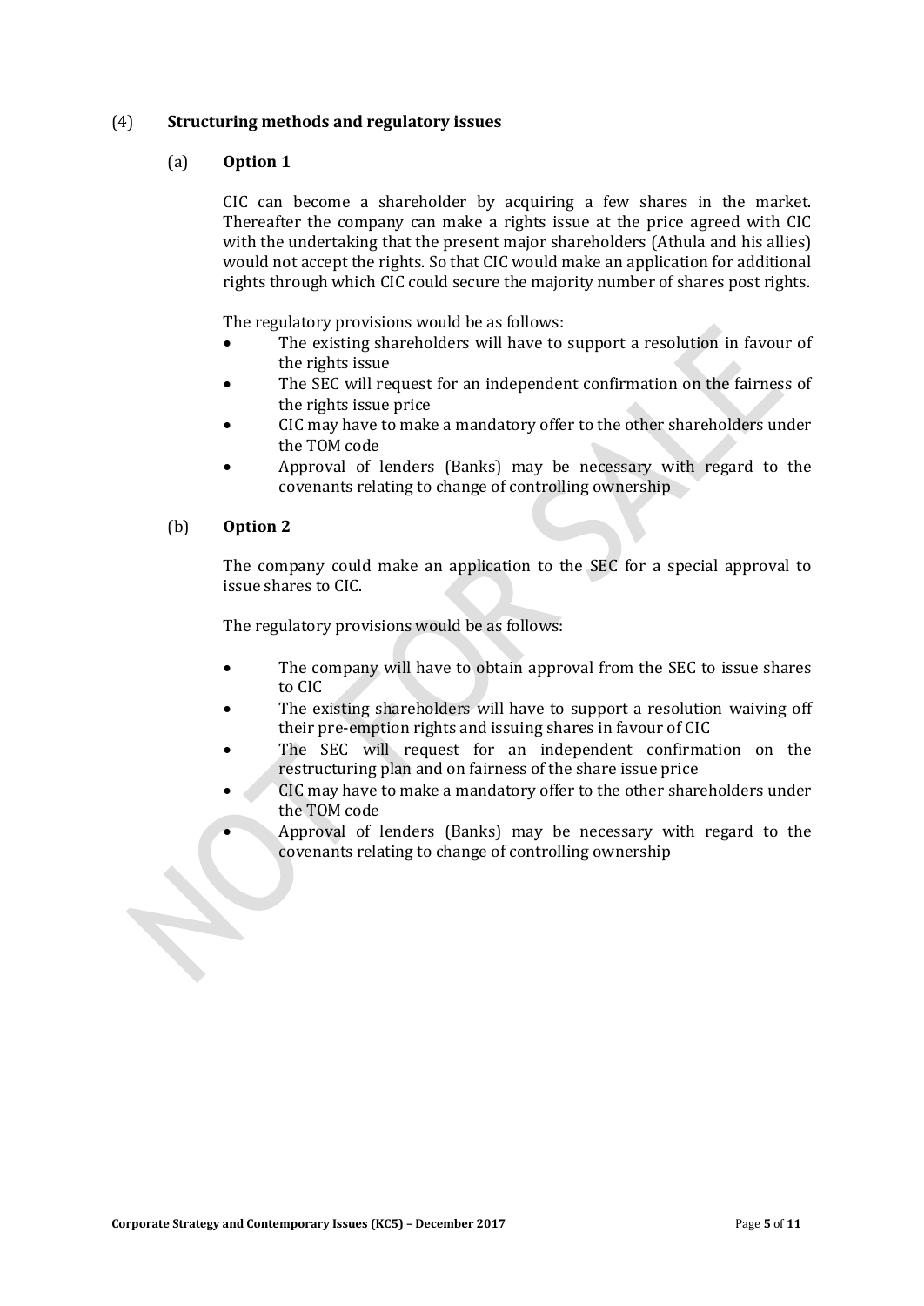## (4) Structuring methods and regulatory issues

### (a) Option 1

CIC can become a shareholder by acquiring a few shares in the market. Thereafter the company can make a rights issue at the price agreed with CIC with the undertaking that the present major shareholders (Athula and his allies) would not accept the rights. So that CIC would make an application for additional rights through which CIC could secure the majority number of shares post rights.

The regulatory provisions would be as follows:

- The existing shareholders will have to support a resolution in favour of the rights issue
- The SEC will request for an independent confirmation on the fairness of the rights issue price
- CIC may have to make a mandatory offer to the other shareholders under the TOM code
- Approval of lenders (Banks) may be necessary with regard to the covenants relating to change of controlling ownership

### (b) Option 2

The company could make an application to the SEC for a special approval to issue shares to CIC.

The regulatory provisions would be as follows:

- The company will have to obtain approval from the SEC to issue shares to CIC
- The existing shareholders will have to support a resolution waiving off their pre-emption rights and issuing shares in favour of CIC
- The SEC will request for an independent confirmation on the restructuring plan and on fairness of the share issue price
- CIC may have to make a mandatory offer to the other shareholders under the TOM code
- Approval of lenders (Banks) may be necessary with regard to the covenants relating to change of controlling ownership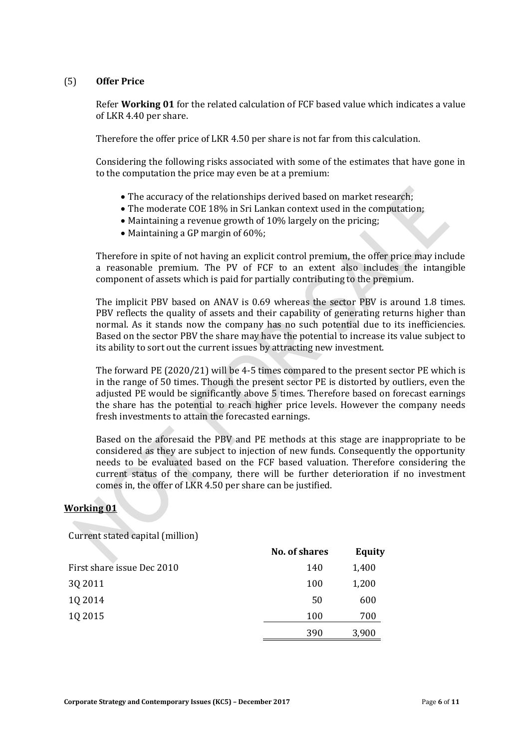(5) **Offer Price**

Refer **Working 01** for the related calculation of FCF based value which indicates a value of LKR 4.40 per share.

Therefore the offer price of LKR 4.50 per share is not far from this calculation.

Considering the following risks associated with some of the estimates that have gone in to the computation the price may even be at a premium:

- The accuracy of the relationships derived based on market research;
- The moderate COE 18% in Sri Lankan context used in the computation;
- Maintaining a revenue growth of 10% largely on the pricing;
- Maintaining a GP margin of 60%;

Therefore in spite of not having an explicit control premium, the offer price may include a reasonable premium. The PV of FCF to an extent also includes the intangible component of assets which is paid for partially contributing to the premium.

The implicit PBV based on ANAV is 0.69 whereas the sector PBV is around 1.8 times. PBV reflects the quality of assets and their capability of generating returns higher than normal. As it stands now the company has no such potential due to its inefficiencies. Based on the sector PBV the share may have the potential to increase its value subject to its ability to sort out the current issues by attracting new investment.

The forward PE (2020/21) will be 4-5 times compared to the present sector PE which is in the range of 50 times. Though the present sector PE is distorted by outliers, even the adjusted PE would be significantly above 5 times. Therefore based on forecast earnings the share has the potential to reach higher price levels. However the company needs fresh investments to attain the forecasted earnings.

Based on the aforesaid the PBV and PE methods at this stage are inappropriate to be considered as they are subject to injection of new funds. Consequently the opportunity needs to be evaluated based on the FCF based valuation. Therefore considering the current status of the company, there will be further deterioration if no investment comes in, the offer of LKR 4.50 per share can be justified.

## Working 01

Current stated capital (million)

| | No. of shares | Equity |
|---|---|---|
| First share issue Dec 2010 | 140 | 1,400 |
| 3Q 2011 | 100 | 1,200 |
| 1Q 2014 | 50 | 600 |
| 1Q 2015 | 100 | 700 |
| | 390 | 3,900 |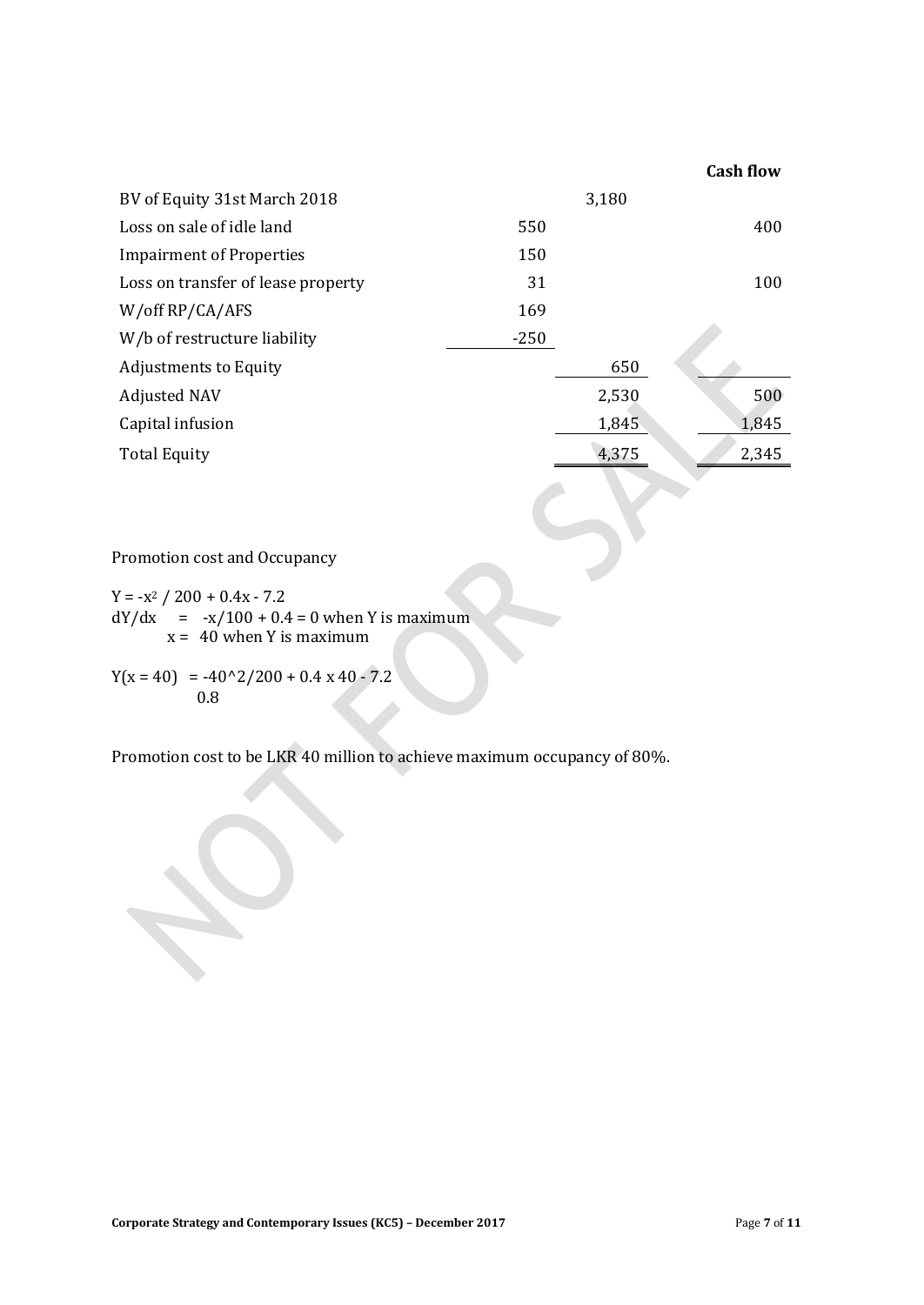| | | | Cash flow |
|---|---|---|---|
| BV of Equity 31st March 2018 | | 3,180 | |
| Loss on sale of idle land | 550 | | 400 |
| Impairment of Properties | 150 | | |
| Loss on transfer of lease property | 31 | | 100 |
| W/off RP/CA/AFS | 169 | | |
| W/b of restructure liability | -250 | | |
| Adjustments to Equity | | 650 | |
| Adjusted NAV | | 2,530 | 500 |
| Capital infusion | | 1,845 | 1,845 |
| Total Equity | | 4,375 | 2,345 |

Promotion cost and Occupancy

$Y = -x^2 / 200 + 0.4x - 7.2$

$dY/dx = -x/100 + 0.4 = 0$ when Y is maximum

$x = 40$ when Y is maximum

$Y(x = 40) = -40^2/200 + 0.4 \times 40 - 7.2$

$0.8$

Promotion cost to be LKR 40 million to achieve maximum occupancy of 80%.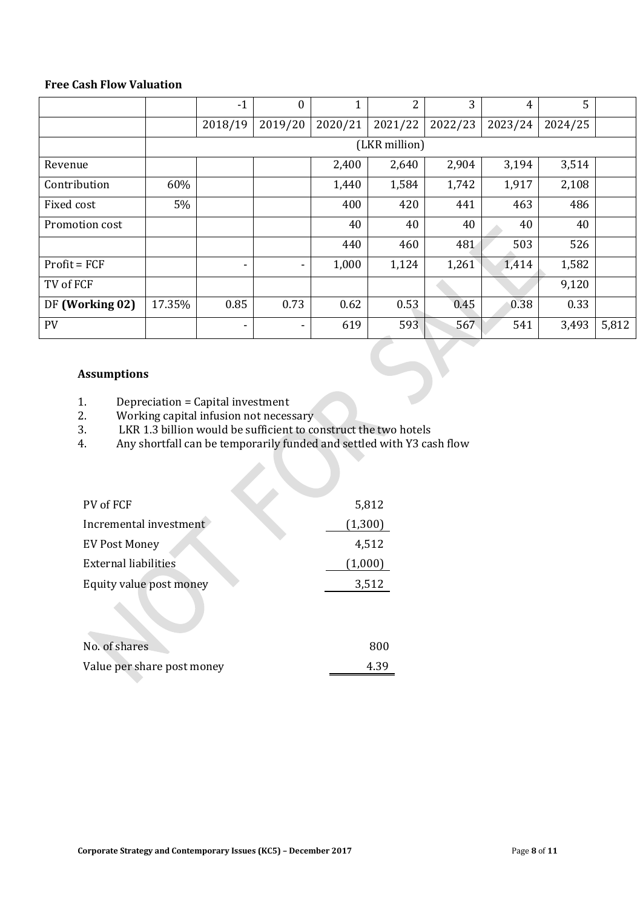**Free Cash Flow Valuation**

| | | -1 | 0 | 1 | 2 | 3 | 4 | 5 | |
|---|---|---|---|---|---|---|---|---|---|
| | | 2018/19 | 2019/20 | 2020/21 | 2021/22 | 2022/23 | 2023/24 | 2024/25 | |
| | (LKR million) | | | | | | | | |
| Revenue | | | | 2,400 | 2,640 | 2,904 | 3,194 | 3,514 | |
| Contribution | 60% | | | 1,440 | 1,584 | 1,742 | 1,917 | 2,108 | |
| Fixed cost | 5% | | | 400 | 420 | 441 | 463 | 486 | |
| Promotion cost | | | | 40 | 40 | 40 | 40 | 40 | |
| | | | | 440 | 460 | 481 | 503 | 526 | |
| Profit = FCF | | - | - | 1,000 | 1,124 | 1,261 | 1,414 | 1,582 | |
| TV of FCF | | | | | | | | 9,120 | |
| DF **(Working 02)** | 17.35% | 0.85 | 0.73 | 0.62 | 0.53 | 0.45 | 0.38 | 0.33 | |
| PV | | - | - | 619 | 593 | 567 | 541 | 3,493 | 5,812 |

**Assumptions**

1. Depreciation = Capital investment
2. Working capital infusion not necessary
3. LKR 1.3 billion would be sufficient to construct the two hotels
4. Any shortfall can be temporarily funded and settled with Y3 cash flow

| | |
|---|---|
| PV of FCF | 5,812 |
| Incremental investment | (1,300) |
| EV Post Money | 4,512 |
| External liabilities | (1,000) |
| Equity value post money | 3,512 |

| | |
|---|---|
| No. of shares | 800 |
| Value per share post money | 4.39 |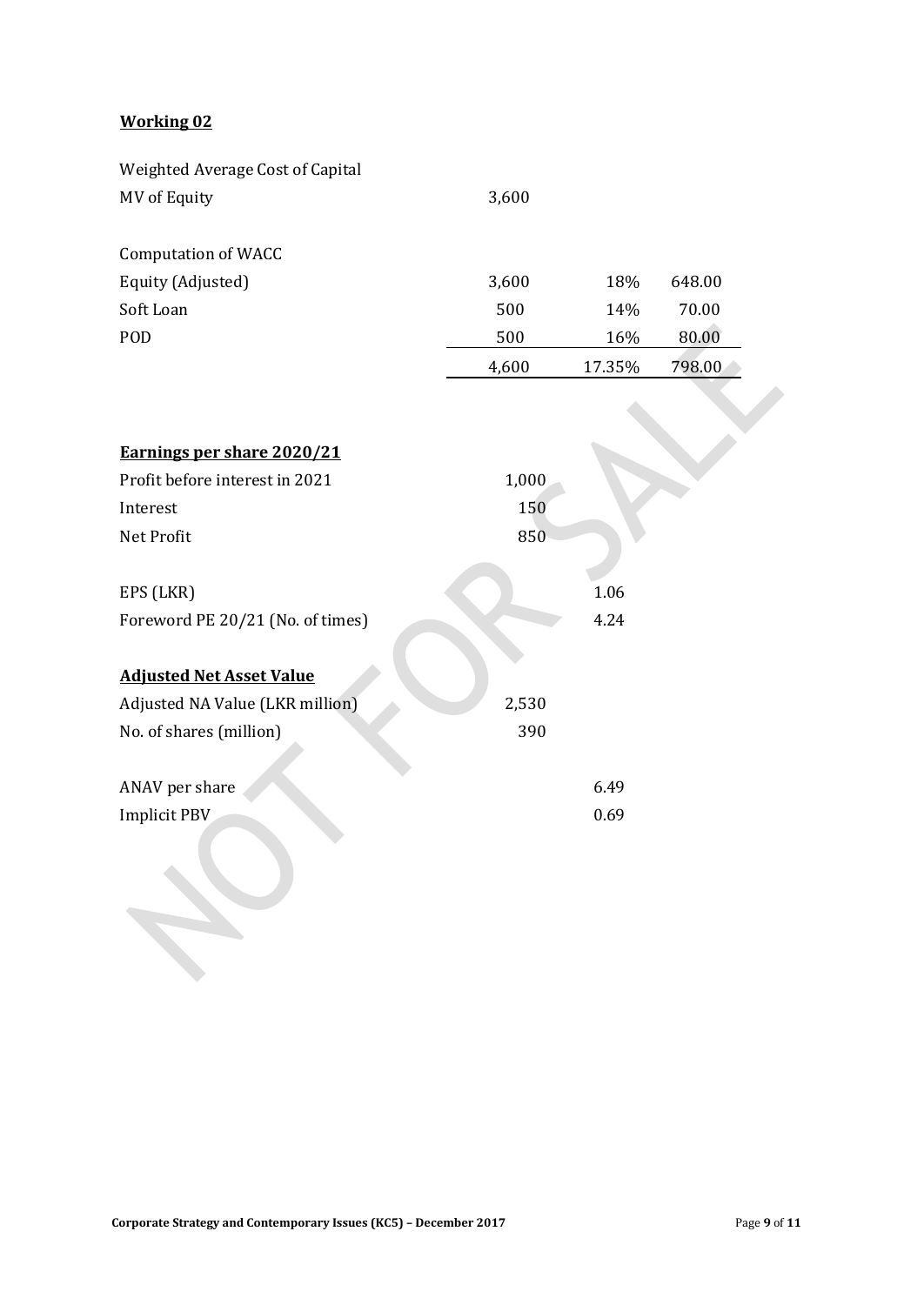**Working 02**

Weighted Average Cost of Capital

| | | | |
|---|---|---|---|
| MV of Equity | 3,600 | | |
| | | | |
| Computation of WACC | | | |
| Equity (Adjusted) | 3,600 | 18% | 648.00 |
| Soft Loan | 500 | 14% | 70.00 |
| POD | 500 | 16% | 80.00 |
| | 4,600 | 17.35% | 798.00 |

**Earnings per share 2020/21**

| | | |
|---|---|---|
| Profit before interest in 2021 | 1,000 | |
| Interest | 150 | |
| Net Profit | 850 | |
| | | |
| EPS (LKR) | | 1.06 |
| Foreword PE 20/21 (No. of times) | | 4.24 |

**Adjusted Net Asset Value**

| | | |
|---|---|---|
| Adjusted NA Value (LKR million) | 2,530 | |
| No. of shares (million) | 390 | |
| | | |
| ANAV per share | | 6.49 |
| Implicit PBV | | 0.69 |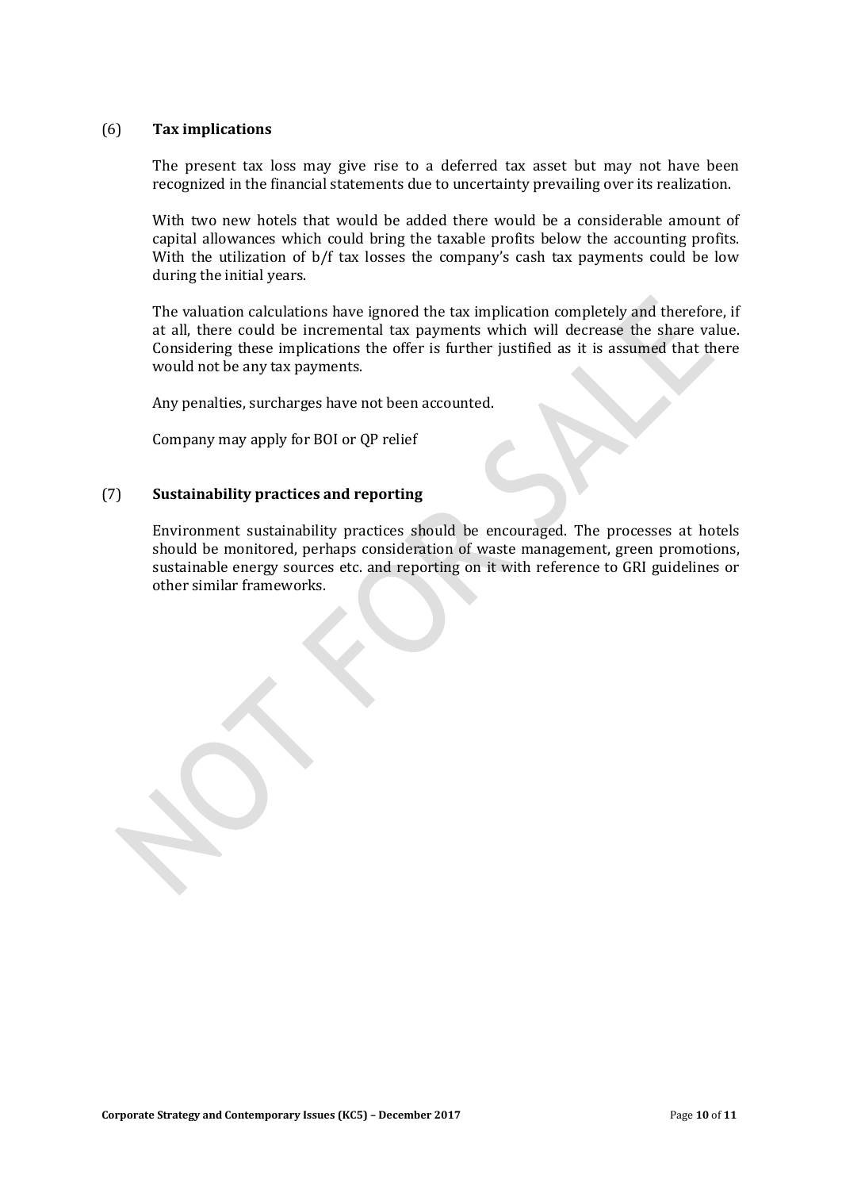(6) **Tax implications**

The present tax loss may give rise to a deferred tax asset but may not have been recognized in the financial statements due to uncertainty prevailing over its realization.

With two new hotels that would be added there would be a considerable amount of capital allowances which could bring the taxable profits below the accounting profits. With the utilization of b/f tax losses the company's cash tax payments could be low during the initial years.

The valuation calculations have ignored the tax implication completely and therefore, if at all, there could be incremental tax payments which will decrease the share value. Considering these implications the offer is further justified as it is assumed that there would not be any tax payments.

Any penalties, surcharges have not been accounted.

Company may apply for BOI or QP relief

(7) **Sustainability practices and reporting**

Environment sustainability practices should be encouraged. The processes at hotels should be monitored, perhaps consideration of waste management, green promotions, sustainable energy sources etc. and reporting on it with reference to GRI guidelines or other similar frameworks.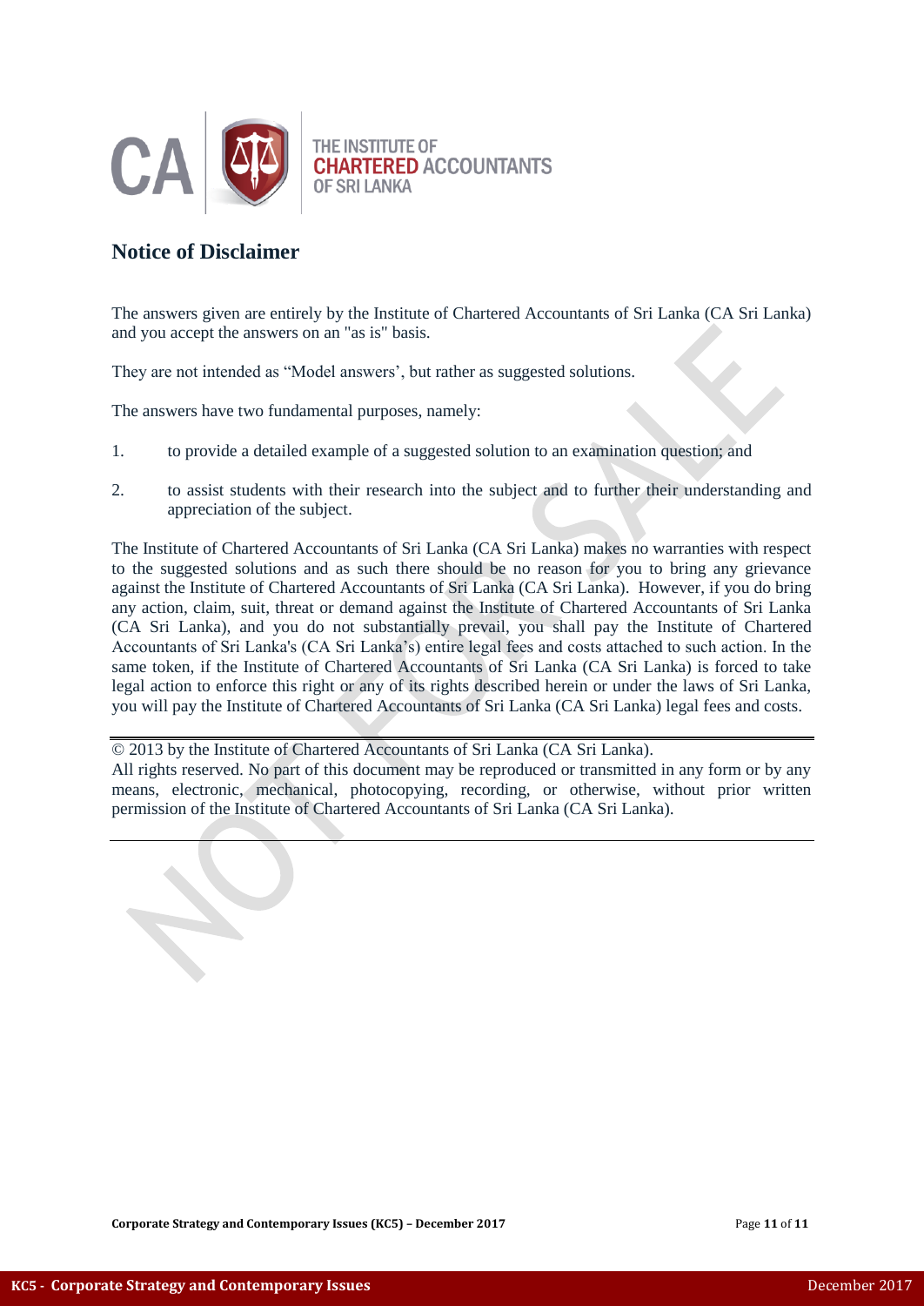THE INSTITUTE OF CHARTERED ACCOUNTANTS OF SRI LANKA

## Notice of Disclaimer

The answers given are entirely by the Institute of Chartered Accountants of Sri Lanka (CA Sri Lanka) and you accept the answers on an "as is" basis.

They are not intended as "Model answers', but rather as suggested solutions.

The answers have two fundamental purposes, namely:

1. to provide a detailed example of a suggested solution to an examination question; and

2. to assist students with their research into the subject and to further their understanding and appreciation of the subject.

The Institute of Chartered Accountants of Sri Lanka (CA Sri Lanka) makes no warranties with respect to the suggested solutions and as such there should be no reason for you to bring any grievance against the Institute of Chartered Accountants of Sri Lanka (CA Sri Lanka). However, if you do bring any action, claim, suit, threat or demand against the Institute of Chartered Accountants of Sri Lanka (CA Sri Lanka), and you do not substantially prevail, you shall pay the Institute of Chartered Accountants of Sri Lanka's (CA Sri Lanka's) entire legal fees and costs attached to such action. In the same token, if the Institute of Chartered Accountants of Sri Lanka (CA Sri Lanka) is forced to take legal action to enforce this right or any of its rights described herein or under the laws of Sri Lanka, you will pay the Institute of Chartered Accountants of Sri Lanka (CA Sri Lanka) legal fees and costs.

© 2013 by the Institute of Chartered Accountants of Sri Lanka (CA Sri Lanka).
All rights reserved. No part of this document may be reproduced or transmitted in any form or by any means, electronic, mechanical, photocopying, recording, or otherwise, without prior written permission of the Institute of Chartered Accountants of Sri Lanka (CA Sri Lanka).